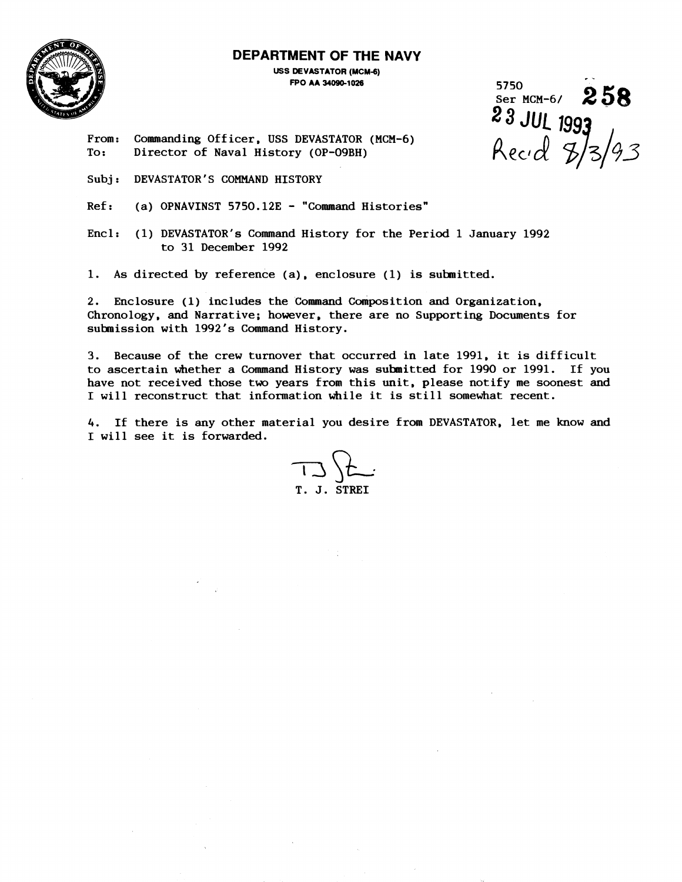# DEPARTMENT OF THE NAVY

USS DEVASTATOR (MCM-6)
FPO AA 34090-1026

5750
Ser MCM-6/ **258**
23 JUL 1993
Rec'd 8/3/93

From: Commanding Officer, USS DEVASTATOR (MCM-6)
To: Director of Naval History (OP-09BH)

Subj: DEVASTATOR'S COMMAND HISTORY

Ref: (a) OPNAVINST 5750.12E - "Command Histories"

Encl: (1) DEVASTATOR's Command History for the Period 1 January 1992 to 31 December 1992

1. As directed by reference (a), enclosure (1) is submitted.

2. Enclosure (1) includes the Command Composition and Organization, Chronology, and Narrative; however, there are no Supporting Documents for submission with 1992's Command History.

3. Because of the crew turnover that occurred in late 1991, it is difficult to ascertain whether a Command History was submitted for 1990 or 1991. If you have not received those two years from this unit, please notify me soonest and I will reconstruct that information while it is still somewhat recent.

4. If there is any other material you desire from DEVASTATOR, let me know and I will see it is forwarded.

T. J. STREI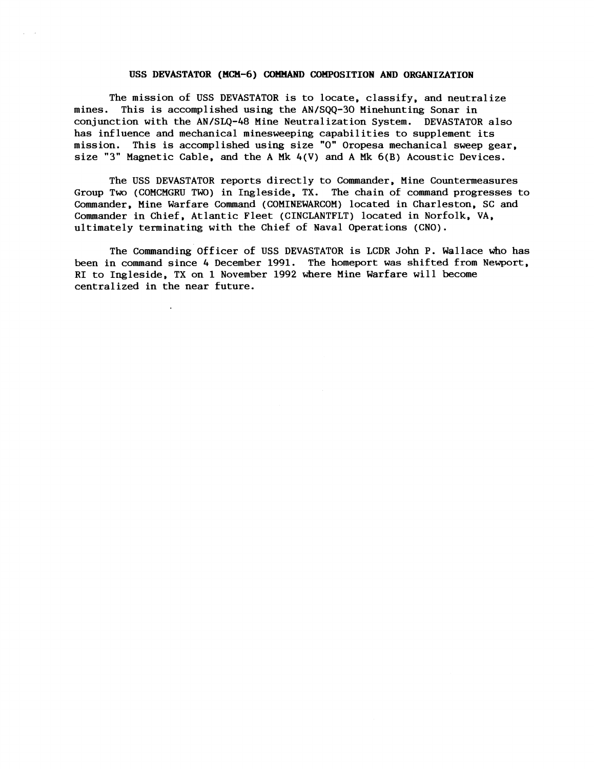# USS DEVASTATOR (MCM-6) COMMAND COMPOSITION AND ORGANIZATION

The mission of USS DEVASTATOR is to locate, classify, and neutralize mines. This is accomplished using the AN/SQQ-30 Minehunting Sonar in conjunction with the AN/SLQ-48 Mine Neutralization System. DEVASTATOR also has influence and mechanical minesweeping capabilities to supplement its mission. This is accomplished using size "0" Oropesa mechanical sweep gear, size "3" Magnetic Cable, and the A Mk 4(V) and A Mk 6(B) Acoustic Devices.

The USS DEVASTATOR reports directly to Commander, Mine Countermeasures Group Two (COMCMGRU TWO) in Ingleside, TX. The chain of command progresses to Commander, Mine Warfare Command (COMINEWARCOM) located in Charleston, SC and Commander in Chief, Atlantic Fleet (CINCLANTFLT) located in Norfolk, VA, ultimately terminating with the Chief of Naval Operations (CNO).

The Commanding Officer of USS DEVASTATOR is LCDR John P. Wallace who has been in command since 4 December 1991. The homeport was shifted from Newport, RI to Ingleside, TX on 1 November 1992 where Mine Warfare will become centralized in the near future.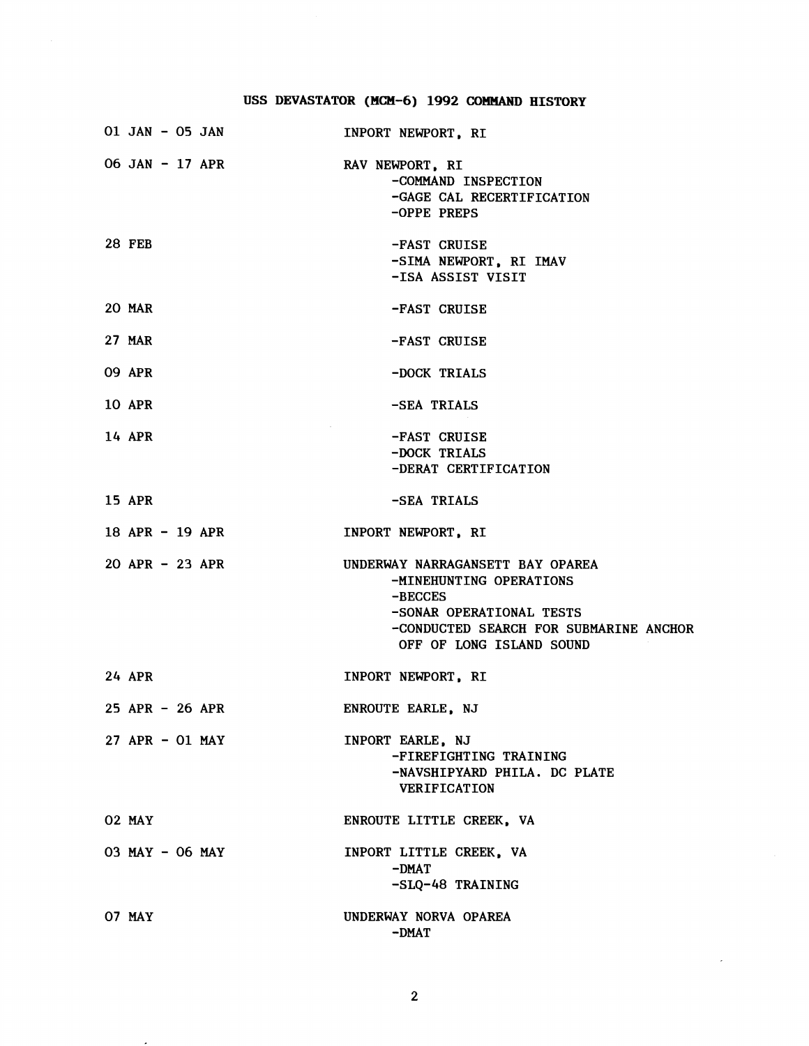# USS DEVASTATOR (MCM-6) 1992 COMMAND HISTORY

| | |
|---|---|
| 01 JAN - 05 JAN | INPORT NEWPORT, RI |
| 06 JAN - 17 APR | RAV NEWPORT, RI<br>-COMMAND INSPECTION<br>-GAGE CAL RECERTIFICATION<br>-OPPE PREPS |
| 28 FEB | -FAST CRUISE<br>-SIMA NEWPORT, RI IMAV<br>-ISA ASSIST VISIT |
| 20 MAR | -FAST CRUISE |
| 27 MAR | -FAST CRUISE |
| 09 APR | -DOCK TRIALS |
| 10 APR | -SEA TRIALS |
| 14 APR | -FAST CRUISE<br>-DOCK TRIALS<br>-DERAT CERTIFICATION |
| 15 APR | -SEA TRIALS |
| 18 APR - 19 APR | INPORT NEWPORT, RI |
| 20 APR - 23 APR | UNDERWAY NARRAGANSETT BAY OPAREA<br>-MINEHUNTING OPERATIONS<br>-BECCES<br>-SONAR OPERATIONAL TESTS<br>-CONDUCTED SEARCH FOR SUBMARINE ANCHOR OFF OF LONG ISLAND SOUND |
| 24 APR | INPORT NEWPORT, RI |
| 25 APR - 26 APR | ENROUTE EARLE, NJ |
| 27 APR - 01 MAY | INPORT EARLE, NJ<br>-FIREFIGHTING TRAINING<br>-NAVSHIPYARD PHILA. DC PLATE VERIFICATION |
| 02 MAY | ENROUTE LITTLE CREEK, VA |
| 03 MAY - 06 MAY | INPORT LITTLE CREEK, VA<br>-DMAT<br>-SLQ-48 TRAINING |
| 07 MAY | UNDERWAY NORVA OPAREA<br>-DMAT |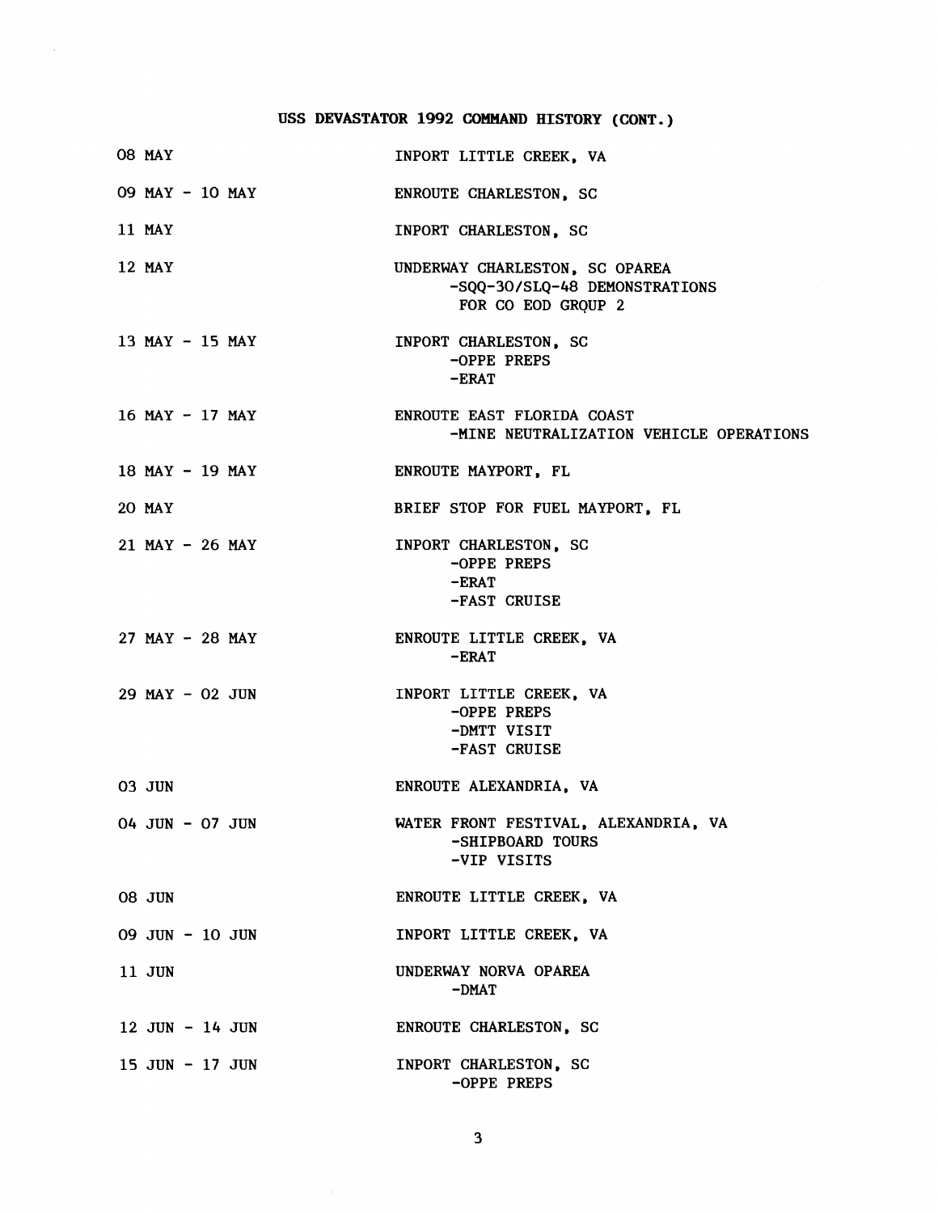## USS DEVASTATOR 1992 COMMAND HISTORY (CONT.)

| Date | Activity |
|---|---|
| 08 MAY | INPORT LITTLE CREEK, VA |
| 09 MAY - 10 MAY | ENROUTE CHARLESTON, SC |
| 11 MAY | INPORT CHARLESTON, SC |
| 12 MAY | UNDERWAY CHARLESTON, SC OPAREA<br>-SQQ-30/SLQ-48 DEMONSTRATIONS FOR CO EOD GROUP 2 |
| 13 MAY - 15 MAY | INPORT CHARLESTON, SC<br>-OPPE PREPS<br>-ERAT |
| 16 MAY - 17 MAY | ENROUTE EAST FLORIDA COAST<br>-MINE NEUTRALIZATION VEHICLE OPERATIONS |
| 18 MAY - 19 MAY | ENROUTE MAYPORT, FL |
| 20 MAY | BRIEF STOP FOR FUEL MAYPORT, FL |
| 21 MAY - 26 MAY | INPORT CHARLESTON, SC<br>-OPPE PREPS<br>-ERAT<br>-FAST CRUISE |
| 27 MAY - 28 MAY | ENROUTE LITTLE CREEK, VA<br>-ERAT |
| 29 MAY - 02 JUN | INPORT LITTLE CREEK, VA<br>-OPPE PREPS<br>-DMTT VISIT<br>-FAST CRUISE |
| 03 JUN | ENROUTE ALEXANDRIA, VA |
| 04 JUN - 07 JUN | WATER FRONT FESTIVAL, ALEXANDRIA, VA<br>-SHIPBOARD TOURS<br>-VIP VISITS |
| 08 JUN | ENROUTE LITTLE CREEK, VA |
| 09 JUN - 10 JUN | INPORT LITTLE CREEK, VA |
| 11 JUN | UNDERWAY NORVA OPAREA<br>-DMAT |
| 12 JUN - 14 JUN | ENROUTE CHARLESTON, SC |
| 15 JUN - 17 JUN | INPORT CHARLESTON, SC<br>-OPPE PREPS |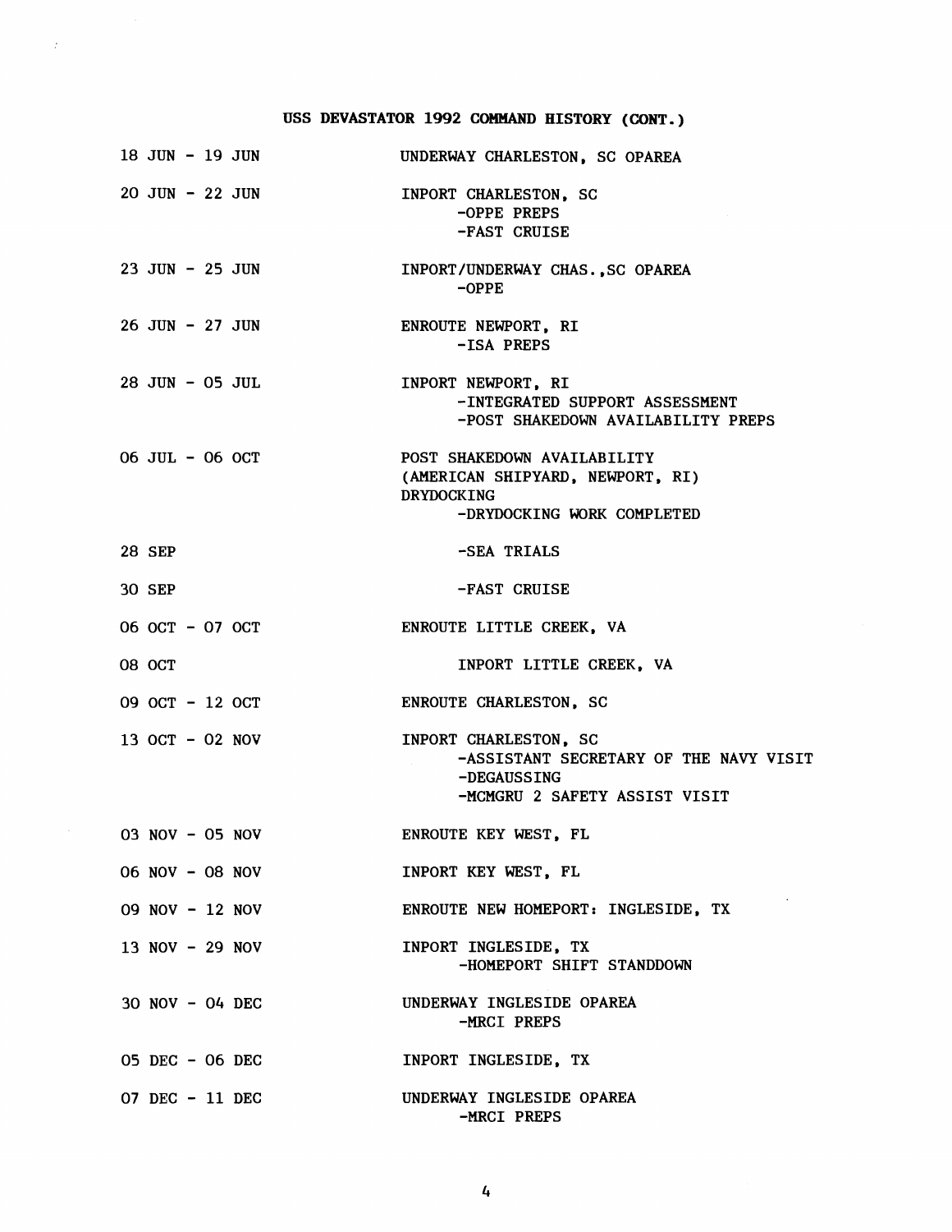## USS DEVASTATOR 1992 COMMAND HISTORY (CONT.)

| | |
|---|---|
| 18 JUN - 19 JUN | UNDERWAY CHARLESTON, SC OPAREA |
| 20 JUN - 22 JUN | INPORT CHARLESTON, SC<br>-OPPE PREPS<br>-FAST CRUISE |
| 23 JUN - 25 JUN | INPORT/UNDERWAY CHAS.,SC OPAREA<br>-OPPE |
| 26 JUN - 27 JUN | ENROUTE NEWPORT, RI<br>-ISA PREPS |
| 28 JUN - 05 JUL | INPORT NEWPORT, RI<br>-INTEGRATED SUPPORT ASSESSMENT<br>-POST SHAKEDOWN AVAILABILITY PREPS |
| 06 JUL - 06 OCT | POST SHAKEDOWN AVAILABILITY<br>(AMERICAN SHIPYARD, NEWPORT, RI)<br>DRYDOCKING<br>-DRYDOCKING WORK COMPLETED |
| 28 SEP | -SEA TRIALS |
| 30 SEP | -FAST CRUISE |
| 06 OCT - 07 OCT | ENROUTE LITTLE CREEK, VA |
| 08 OCT | INPORT LITTLE CREEK, VA |
| 09 OCT - 12 OCT | ENROUTE CHARLESTON, SC |
| 13 OCT - 02 NOV | INPORT CHARLESTON, SC<br>-ASSISTANT SECRETARY OF THE NAVY VISIT<br>-DEGAUSSING<br>-MCMGRU 2 SAFETY ASSIST VISIT |
| 03 NOV - 05 NOV | ENROUTE KEY WEST, FL |
| 06 NOV - 08 NOV | INPORT KEY WEST, FL |
| 09 NOV - 12 NOV | ENROUTE NEW HOMEPORT: INGLESIDE, TX |
| 13 NOV - 29 NOV | INPORT INGLESIDE, TX<br>-HOMEPORT SHIFT STANDDOWN |
| 30 NOV - 04 DEC | UNDERWAY INGLESIDE OPAREA<br>-MRCI PREPS |
| 05 DEC - 06 DEC | INPORT INGLESIDE, TX |
| 07 DEC - 11 DEC | UNDERWAY INGLESIDE OPAREA<br>-MRCI PREPS |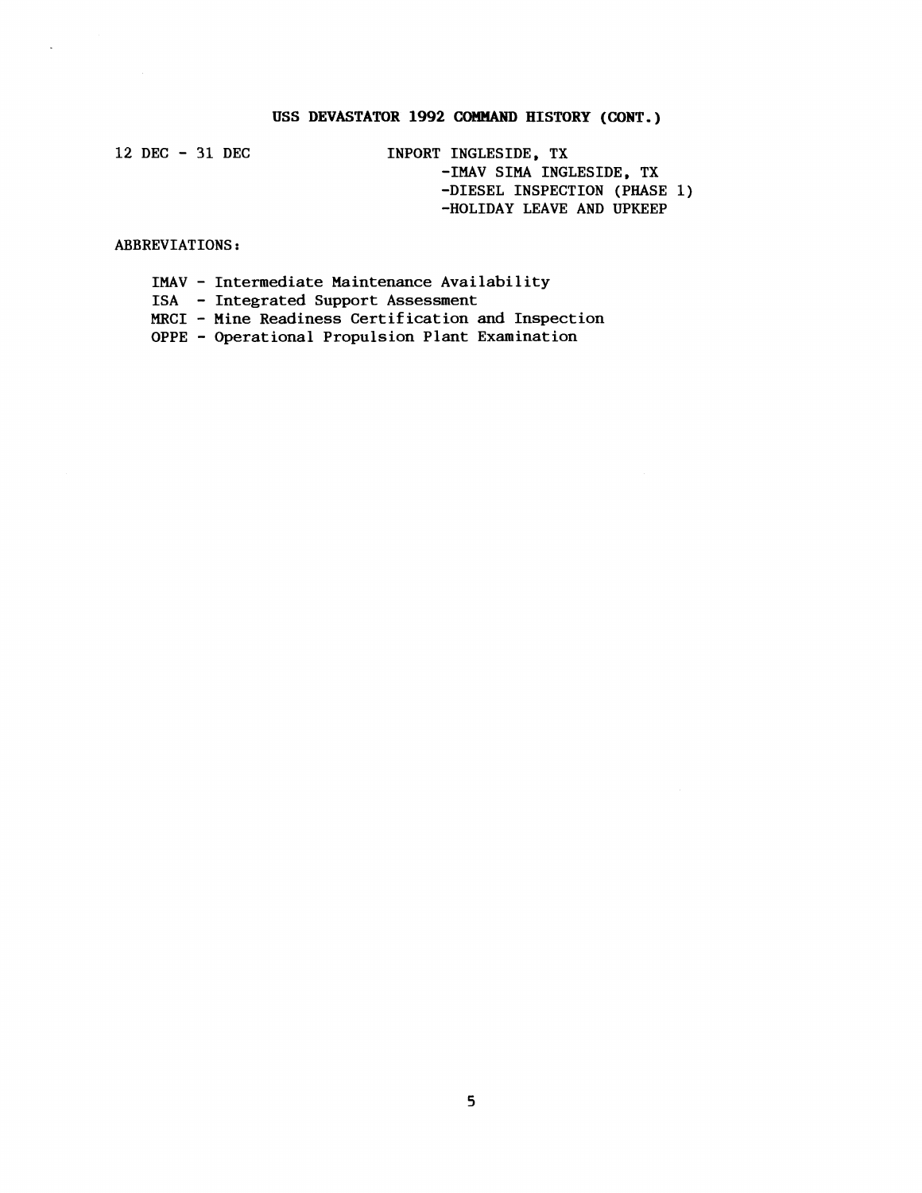## USS DEVASTATOR 1992 COMMAND HISTORY (CONT.)

| | |
|---|---|
| 12 DEC - 31 DEC | INPORT INGLESIDE, TX<br>-IMAV SIMA INGLESIDE, TX<br>-DIESEL INSPECTION (PHASE 1)<br>-HOLIDAY LEAVE AND UPKEEP |

ABBREVIATIONS:

- IMAV - Intermediate Maintenance Availability
- ISA - Integrated Support Assessment
- MRCI - Mine Readiness Certification and Inspection
- OPPE - Operational Propulsion Plant Examination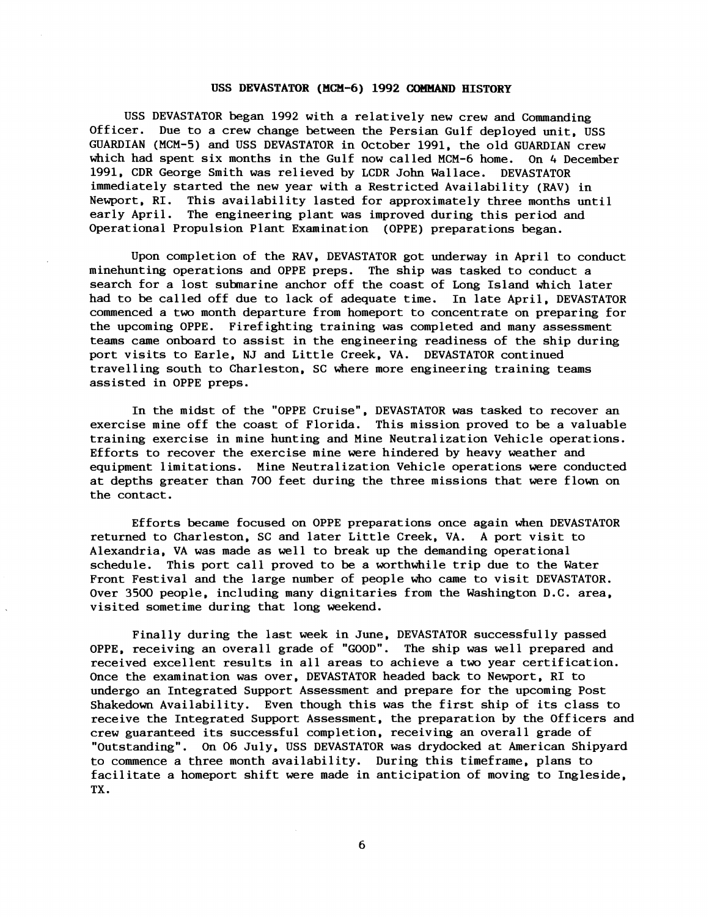# USS DEVASTATOR (MCM-6) 1992 COMMAND HISTORY

USS DEVASTATOR began 1992 with a relatively new crew and Commanding Officer. Due to a crew change between the Persian Gulf deployed unit, USS GUARDIAN (MCM-5) and USS DEVASTATOR in October 1991, the old GUARDIAN crew which had spent six months in the Gulf now called MCM-6 home. On 4 December 1991, CDR George Smith was relieved by LCDR John Wallace. DEVASTATOR immediately started the new year with a Restricted Availability (RAV) in Newport, RI. This availability lasted for approximately three months until early April. The engineering plant was improved during this period and Operational Propulsion Plant Examination (OPPE) preparations began.

Upon completion of the RAV, DEVASTATOR got underway in April to conduct minehunting operations and OPPE preps. The ship was tasked to conduct a search for a lost submarine anchor off the coast of Long Island which later had to be called off due to lack of adequate time. In late April, DEVASTATOR commenced a two month departure from homeport to concentrate on preparing for the upcoming OPPE. Firefighting training was completed and many assessment teams came onboard to assist in the engineering readiness of the ship during port visits to Earle, NJ and Little Creek, VA. DEVASTATOR continued travelling south to Charleston, SC where more engineering training teams assisted in OPPE preps.

In the midst of the "OPPE Cruise", DEVASTATOR was tasked to recover an exercise mine off the coast of Florida. This mission proved to be a valuable training exercise in mine hunting and Mine Neutralization Vehicle operations. Efforts to recover the exercise mine were hindered by heavy weather and equipment limitations. Mine Neutralization Vehicle operations were conducted at depths greater than 700 feet during the three missions that were flown on the contact.

Efforts became focused on OPPE preparations once again when DEVASTATOR returned to Charleston, SC and later Little Creek, VA. A port visit to Alexandria, VA was made as well to break up the demanding operational schedule. This port call proved to be a worthwhile trip due to the Water Front Festival and the large number of people who came to visit DEVASTATOR. Over 3500 people, including many dignitaries from the Washington D.C. area, visited sometime during that long weekend.

Finally during the last week in June, DEVASTATOR successfully passed OPPE, receiving an overall grade of "GOOD". The ship was well prepared and received excellent results in all areas to achieve a two year certification. Once the examination was over, DEVASTATOR headed back to Newport, RI to undergo an Integrated Support Assessment and prepare for the upcoming Post Shakedown Availability. Even though this was the first ship of its class to receive the Integrated Support Assessment, the preparation by the Officers and crew guaranteed its successful completion, receiving an overall grade of "Outstanding". On 06 July, USS DEVASTATOR was drydocked at American Shipyard to commence a three month availability. During this timeframe, plans to facilitate a homeport shift were made in anticipation of moving to Ingleside, TX.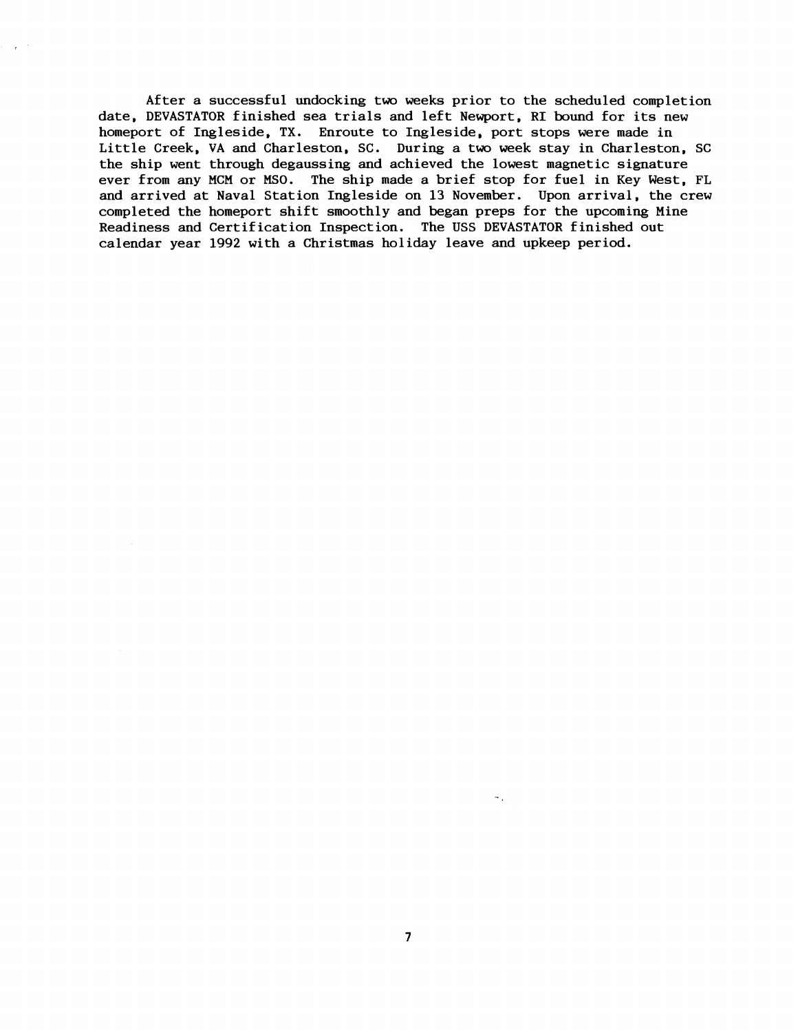After a successful undocking two weeks prior to the scheduled completion date, DEVASTATOR finished sea trials and left Newport, RI bound for its new homeport of Ingleside, TX. Enroute to Ingleside, port stops were made in Little Creek, VA and Charleston, SC. During a two week stay in Charleston, SC the ship went through degaussing and achieved the lowest magnetic signature ever from any MCM or MSO. The ship made a brief stop for fuel in Key West, FL and arrived at Naval Station Ingleside on 13 November. Upon arrival, the crew completed the homeport shift smoothly and began preps for the upcoming Mine Readiness and Certification Inspection. The USS DEVASTATOR finished out calendar year 1992 with a Christmas holiday leave and upkeep period.